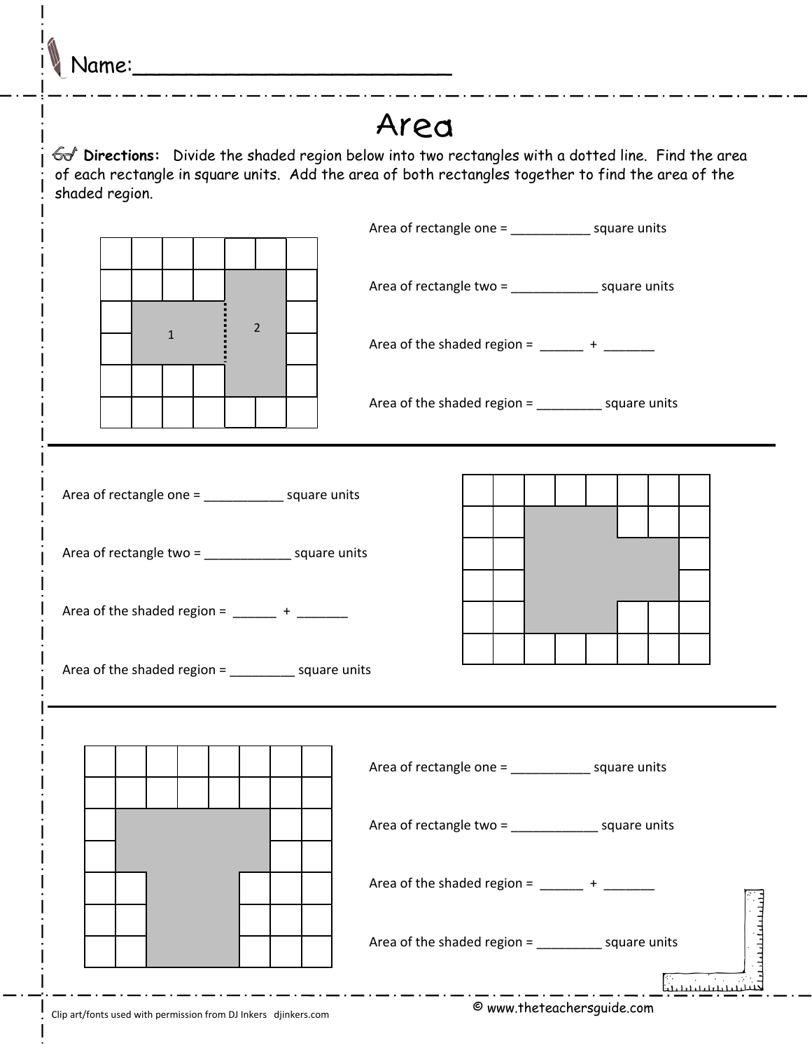Name:___________________________

# Area

**Directions:** Divide the shaded region below into two rectangles with a dotted line. Find the area of each rectangle in square units. Add the area of both rectangles together to find the area of the shaded region.

1 2

Area of rectangle one = ___________ square units

Area of rectangle two = ____________ square units

Area of the shaded region = ______ + _______

Area of the shaded region = _________ square units

---

Area of rectangle one = ___________ square units

Area of rectangle two = ____________ square units

Area of the shaded region = ______ + _______

Area of the shaded region = _________ square units

---

Area of rectangle one = ___________ square units

Area of rectangle two = ____________ square units

Area of the shaded region = ______ + _______

Area of the shaded region = _________ square units

Clip art/fonts used with permission from DJ Inkers djinkers.com

© www.theteachersguide.com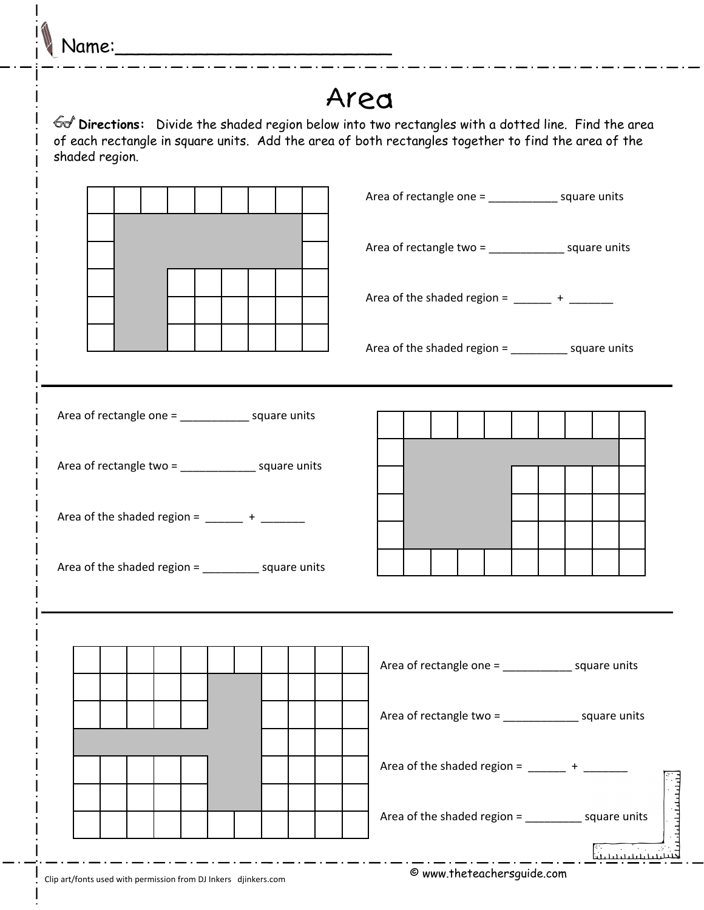Name:___________________________

# Area

**Directions:** Divide the shaded region below into two rectangles with a dotted line. Find the area of each rectangle in square units. Add the area of both rectangles together to find the area of the shaded region.

Area of rectangle one = ___________ square units

Area of rectangle two = ____________ square units

Area of the shaded region = ______ + _______

Area of the shaded region = _________ square units

---

Area of rectangle one = ___________ square units

Area of rectangle two = ____________ square units

Area of the shaded region = ______ + _______

Area of the shaded region = _________ square units

---

Area of rectangle one = ___________ square units

Area of rectangle two = ____________ square units

Area of the shaded region = ______ + _______

Area of the shaded region = _________ square units

Clip art/fonts used with permission from DJ Inkers djinkers.com

© www.theteachersguide.com